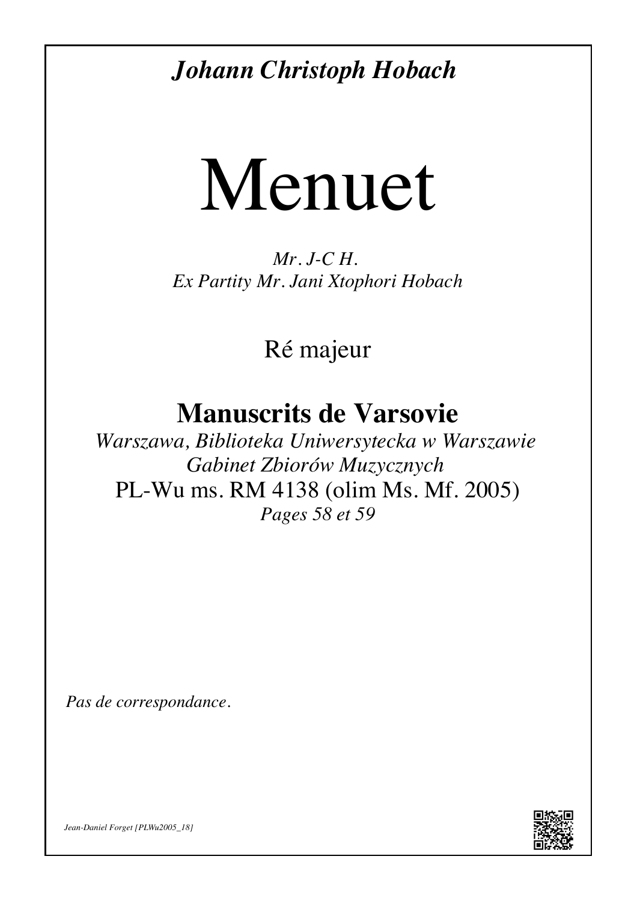***Johann Christoph Hobach***

# Menuet

*Mr. J-C H.*
*Ex Partity Mr. Jani Xtophori Hobach*

Ré majeur

## Manuscrits de Varsovie

*Warszawa, Biblioteka Uniwersytecka w Warszawie*
*Gabinet Zbiorów Muzycznych*
PL-Wu ms. RM 4138 (olim Ms. Mf. 2005)
*Pages 58 et 59*

*Pas de correspondance.*

*Jean-Daniel Forget [PLWu2005_18]*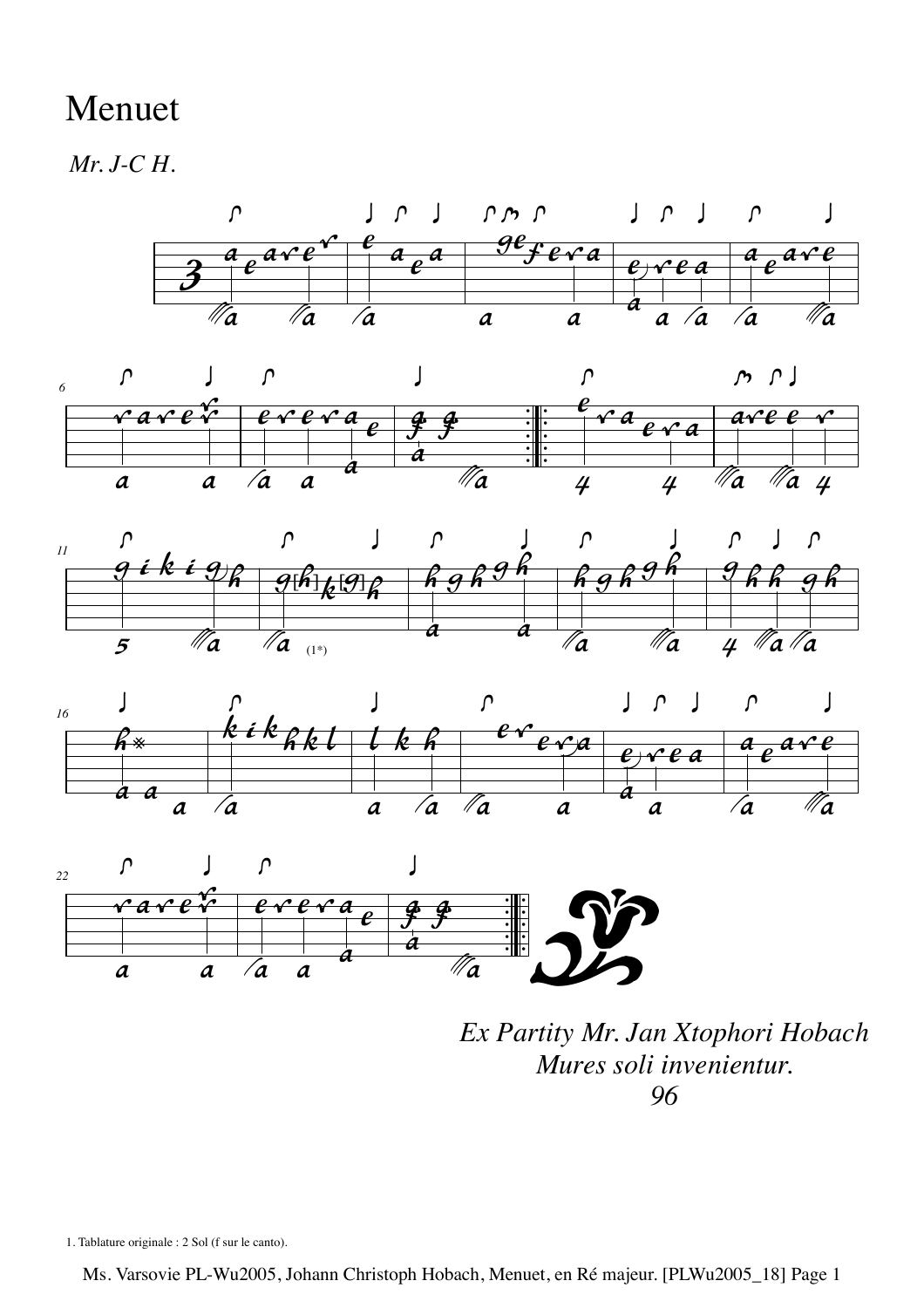# Menuet

*Mr. J-C H.*

*Ex Partity Mr. Jan Xtophori Hobach*
*Mures soli invenientur.*
*96*

1. Tablature originale : 2 Sol (f sur le canto).

Ms. Varsovie PL-Wu2005, Johann Christoph Hobach, Menuet, en Ré majeur. [PLWu2005_18]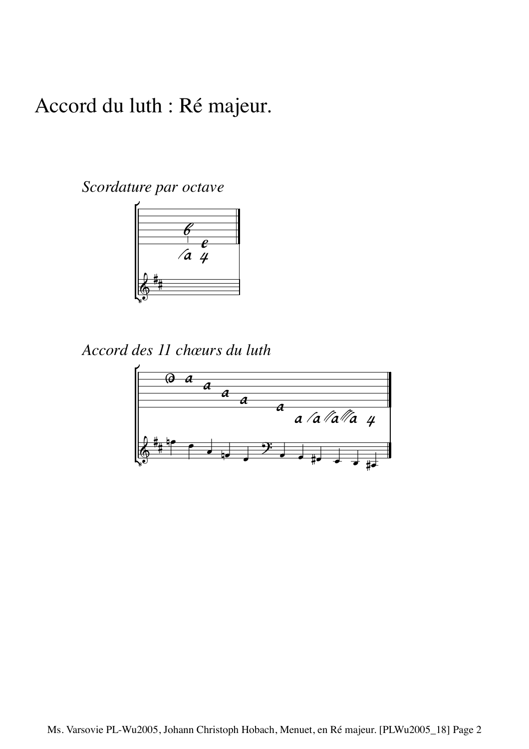# Accord du luth : Ré majeur.

*Scordature par octave*

*Accord des 11 chœurs du luth*